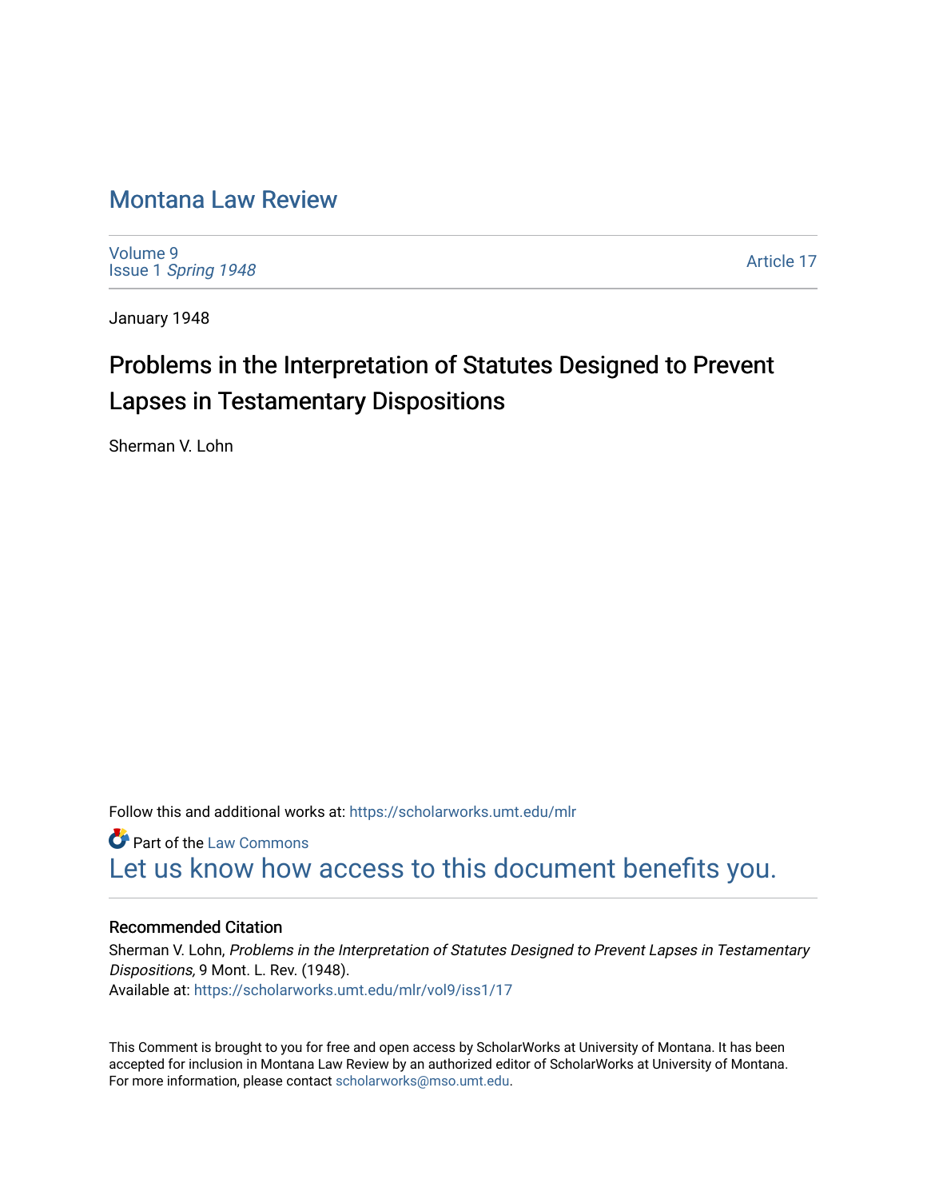# Montana Law Review

Volume 9
Issue 1 *Spring 1948*

Article 17

January 1948

## Problems in the Interpretation of Statutes Designed to Prevent Lapses in Testamentary Dispositions

Sherman V. Lohn

Follow this and additional works at: https://scholarworks.umt.edu/mlr

Part of the Law Commons

Let us know how access to this document benefits you.

### Recommended Citation

Sherman V. Lohn, *Problems in the Interpretation of Statutes Designed to Prevent Lapses in Testamentary Dispositions,* 9 Mont. L. Rev. (1948).
Available at: https://scholarworks.umt.edu/mlr/vol9/iss1/17

This Comment is brought to you for free and open access by ScholarWorks at University of Montana. It has been accepted for inclusion in Montana Law Review by an authorized editor of ScholarWorks at University of Montana. For more information, please contact scholarworks@mso.umt.edu.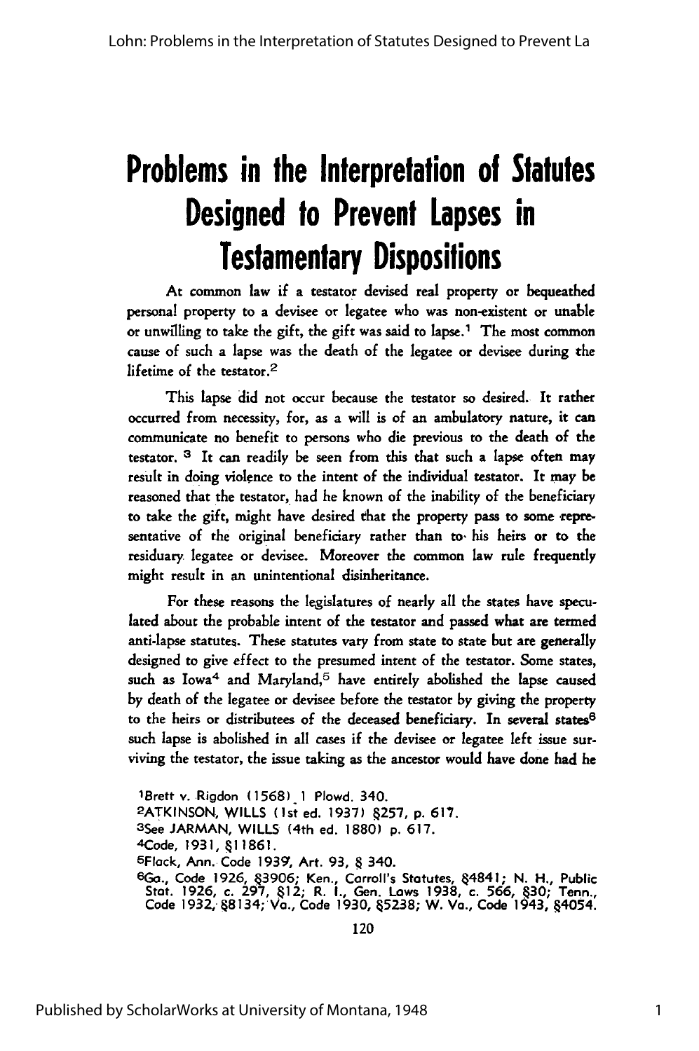# Problems in the Interpretation of Statutes Designed to Prevent Lapses in Testamentary Dispositions

At common law if a testator devised real property or bequeathed personal property to a devisee or legatee who was non-existent or unable or unwilling to take the gift, the gift was said to lapse.[1] The most common cause of such a lapse was the death of the legatee or devisee during the lifetime of the testator.[2]

This lapse did not occur because the testator so desired. It rather occurred from necessity, for, as a will is of an ambulatory nature, it can communicate no benefit to persons who die previous to the death of the testator.[3] It can readily be seen from this that such a lapse often may result in doing violence to the intent of the individual testator. It may be reasoned that the testator, had he known of the inability of the beneficiary to take the gift, might have desired that the property pass to some representative of the original beneficiary rather than to his heirs or to the residuary legatee or devisee. Moreover the common law rule frequently might result in an unintentional disinheritance.

For these reasons the legislatures of nearly all the states have speculated about the probable intent of the testator and passed what are termed anti-lapse statutes. These statutes vary from state to state but are generally designed to give effect to the presumed intent of the testator. Some states, such as Iowa[4] and Maryland,[5] have entirely abolished the lapse caused by death of the legatee or devisee before the testator by giving the property to the heirs or distributees of the deceased beneficiary. In several states[6] such lapse is abolished in all cases if the devisee or legatee left issue surviving the testator, the issue taking as the ancestor would have done had he

[1]Brett v. Rigdon (1568) 1 Plowd. 340.

[2]ATKINSON, WILLS (1st ed. 1937) §257, p. 617.

[3]See JARMAN, WILLS (4th ed. 1880) p. 617.

[4]Code, 1931, §11861.

[5]Flack, Ann. Code 1939, Art. 93, § 340.

[6]Ga., Code 1926, §3906; Ken., Carroll's Statutes, §4841; N. H., Public Stat. 1926, c. 297, §12; R. I., Gen. Laws 1938, c. 566, §30; Tenn., Code 1932, §8134; Va., Code 1930, §5238; W. Va., Code 1943, §4054.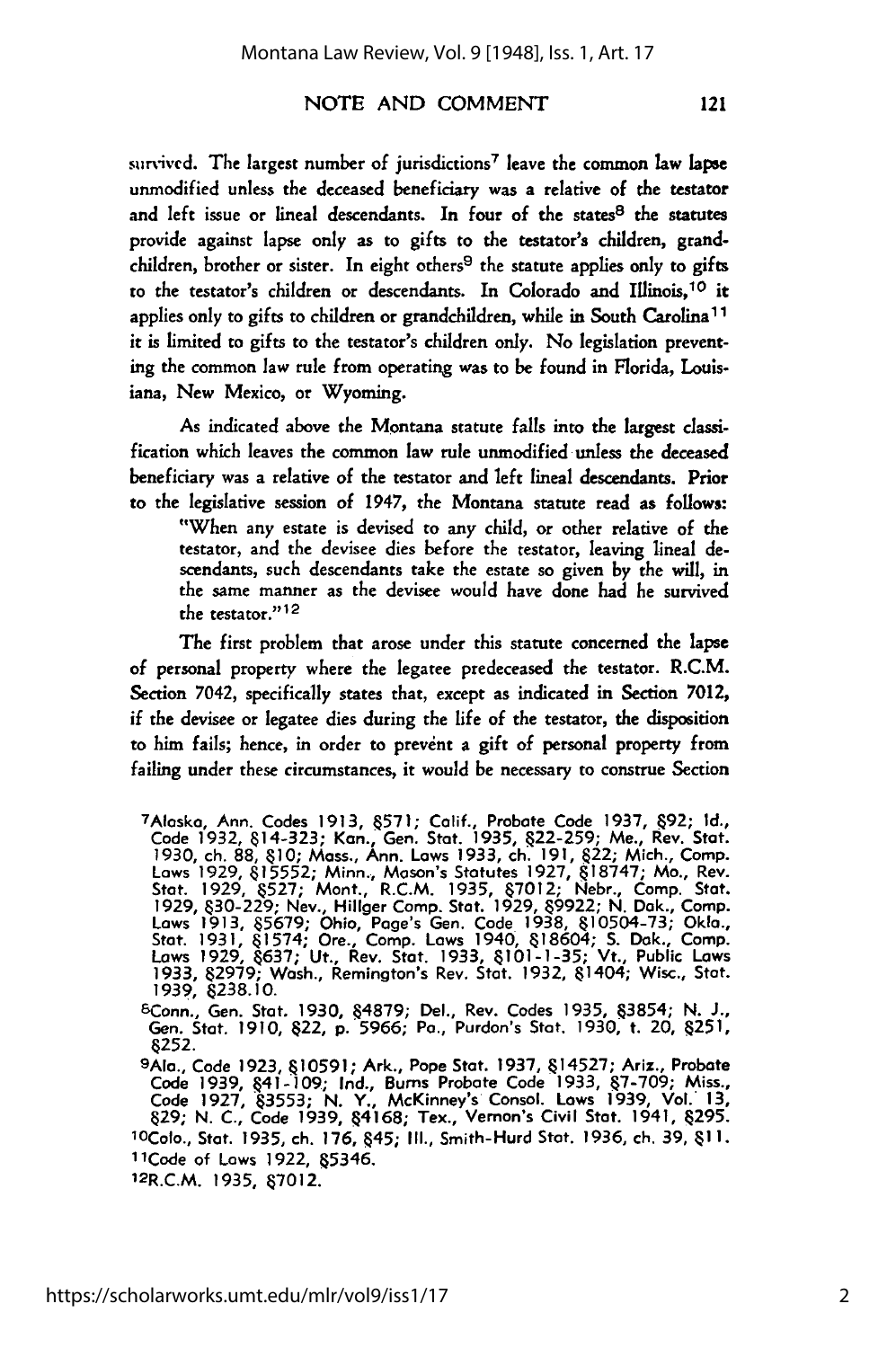survived. The largest number of jurisdictions[7] leave the common law lapse unmodified unless the deceased beneficiary was a relative of the testator and left issue or lineal descendants. In four of the states[8] the statutes provide against lapse only as to gifts to the testator's children, grandchildren, brother or sister. In eight others[9] the statute applies only to gifts to the testator's children or descendants. In Colorado and Illinois,[10] it applies only to gifts to children or grandchildren, while in South Carolina[11] it is limited to gifts to the testator's children only. No legislation preventing the common law rule from operating was to be found in Florida, Louisiana, New Mexico, or Wyoming.

As indicated above the Montana statute falls into the largest classification which leaves the common law rule unmodified unless the deceased beneficiary was a relative of the testator and left lineal descendants. Prior to the legislative session of 1947, the Montana statute read as follows:

> "When any estate is devised to any child, or other relative of the testator, and the devisee dies before the testator, leaving lineal descendants, such descendants take the estate so given by the will, in the same manner as the devisee would have done had he survived the testator."[12]

The first problem that arose under this statute concerned the lapse of personal property where the legatee predeceased the testator. R.C.M. Section 7042, specifically states that, except as indicated in Section 7012, if the devisee or legatee dies during the life of the testator, the disposition to him fails; hence, in order to prevent a gift of personal property from failing under these circumstances, it would be necessary to construe Section

---

[7]Alaska, Ann. Codes 1913, §571; Calif., Probate Code 1937, §92; Id., Code 1932, §14-323; Kan., Gen. Stat. 1935, §22-259; Me., Rev. Stat. 1930, ch. 88, §10; Mass., Ann. Laws 1933, ch. 191, §22; Mich., Comp. Laws 1929, §15552; Minn., Mason's Statutes 1927, §18747; Mo., Rev. Stat. 1929, §527; Mont., R.C.M. 1935, §7012; Nebr., Comp. Stat. 1929, §30-229; Nev., Hillger Comp. Stat. 1929, §9922; N. Dak., Comp. Laws 1913, §5679; Ohio, Page's Gen. Code 1938, §10504-73; Okla., Stat. 1931, §1574; Ore., Comp. Laws 1940, §18604; S. Dak., Comp. Laws 1929, §637; Ut., Rev. Stat. 1933, §101-1-35; Vt., Public Laws 1933, §2979; Wash., Remington's Rev. Stat. 1932, §1404; Wisc., Stat. 1939, §238.10.

[8]Conn., Gen. Stat. 1930, §4879; Del., Rev. Codes 1935, §3854; N. J., Gen. Stat. 1910, §22, p. 5966; Pa., Purdon's Stat. 1930, t. 20, §251, §252.

[9]Ala., Code 1923, §10591; Ark., Pope Stat. 1937, §14527; Ariz., Probate Code 1939, §41-109; Ind., Burns Probate Code 1933, §7-709; Miss., Code 1927, §3553; N. Y., McKinney's Consol. Laws 1939, Vol. 13, §29; N. C., Code 1939, §4168; Tex., Vernon's Civil Stat. 1941, §295.

[10]Colo., Stat. 1935, ch. 176, §45; Ill., Smith-Hurd Stat. 1936, ch. 39, §11.

[11]Code of Laws 1922, §5346.

[12]R.C.M. 1935, §7012.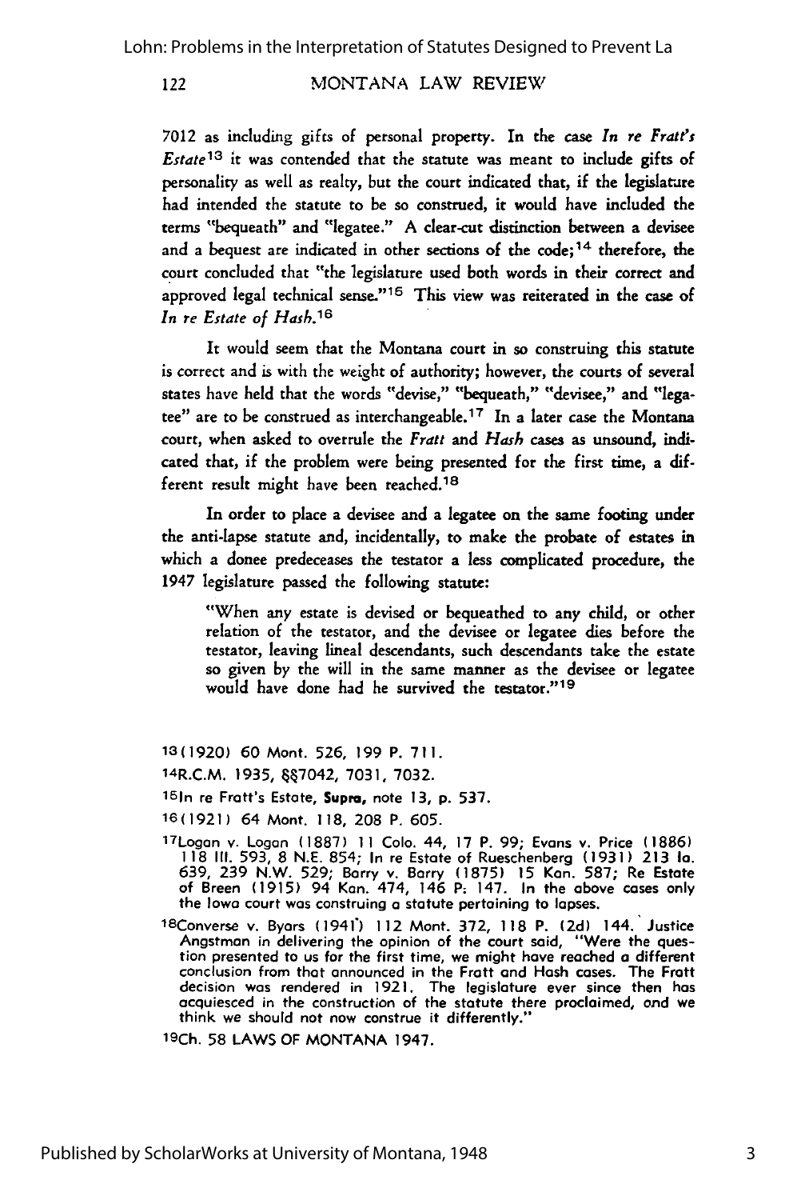7012 as including gifts of personal property. In the case *In re Fratt's Estate*[13] it was contended that the statute was meant to include gifts of personality as well as realty, but the court indicated that, if the legislature had intended the statute to be so construed, it would have included the terms "bequeath" and "legatee." A clear-cut distinction between a devisee and a bequest are indicated in other sections of the code;[14] therefore, the court concluded that "the legislature used both words in their correct and approved legal technical sense."[15] This view was reiterated in the case of *In re Estate of Hash.*[16]

It would seem that the Montana court in so construing this statute is correct and is with the weight of authority; however, the courts of several states have held that the words "devise," "bequeath," "devisee," and "legatee" are to be construed as interchangeable.[17] In a later case the Montana court, when asked to overrule the *Fratt* and *Hash* cases as unsound, indicated that, if the problem were being presented for the first time, a different result might have been reached.[18]

In order to place a devisee and a legatee on the same footing under the anti-lapse statute and, incidentally, to make the probate of estates in which a donee predeceases the testator a less complicated procedure, the 1947 legislature passed the following statute:

> "When any estate is devised or bequeathed to any child, or other relation of the testator, and the devisee or legatee dies before the testator, leaving lineal descendants, such descendants take the estate so given by the will in the same manner as the devisee or legatee would have done had he survived the testator."[19]

[13](1920) 60 Mont. 526, 199 P. 711.

[14]R.C.M. 1935, §§7042, 7031, 7032.

[15]In re Fratt's Estate, **Supra,** note 13, p. 537.

[16](1921) 64 Mont. 118, 208 P. 605.

[17]Logan v. Logan (1887) 11 Colo. 44, 17 P. 99; Evans v. Price (1886) 118 Ill. 593, 8 N.E. 854; In re Estate of Rueschenberg (1931) 213 Ia. 639, 239 N.W. 529; Barry v. Barry (1875) 15 Kan. 587; Re Estate of Breen (1915) 94 Kan. 474, 146 P. 147. In the above cases only the Iowa court was construing a statute pertaining to lapses.

[18]Converse v. Byars (1941) 112 Mont. 372, 118 P. (2d) 144. Justice Angstman in delivering the opinion of the court said, "Were the question presented to us for the first time, we might have reached a different conclusion from that announced in the Fratt and Hash cases. The Fratt decision was rendered in 1921. The legislature ever since then has acquiesced in the construction of the statute there proclaimed, and we think we should not now construe it differently."

[19]Ch. 58 LAWS OF MONTANA 1947.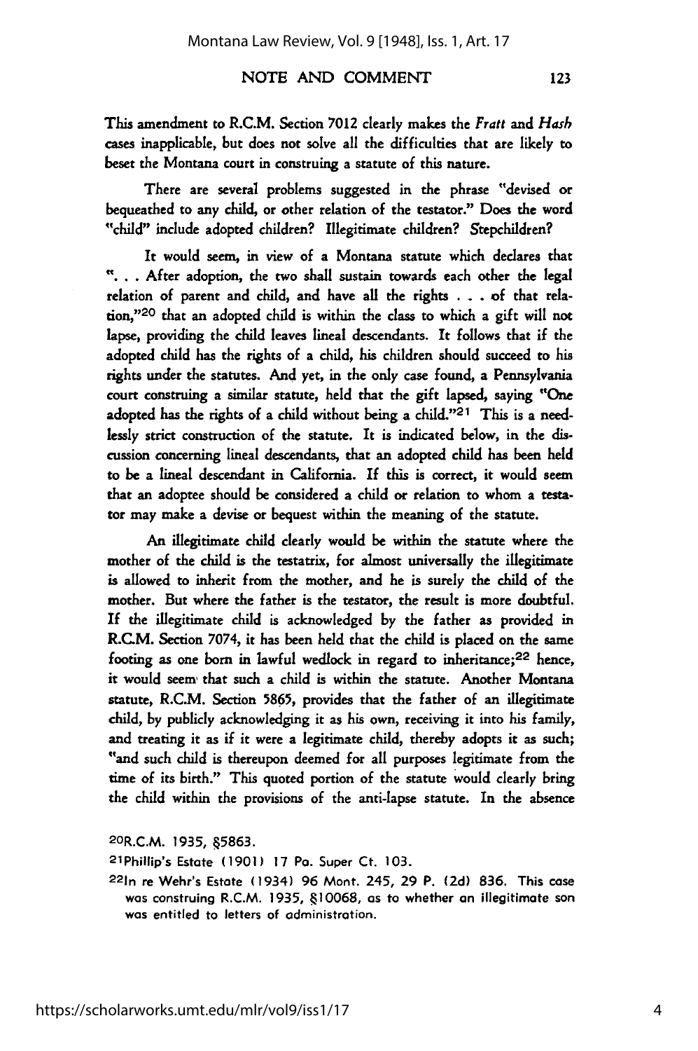This amendment to R.C.M. Section 7012 clearly makes the *Fratt* and *Hash* cases inapplicable, but does not solve all the difficulties that are likely to beset the Montana court in construing a statute of this nature.

There are several problems suggested in the phrase "devised or bequeathed to any child, or other relation of the testator." Does the word "child" include adopted children? Illegitimate children? Stepchildren?

It would seem, in view of a Montana statute which declares that ". . . After adoption, the two shall sustain towards each other the legal relation of parent and child, and have all the rights . . . of that relation,"[20] that an adopted child is within the class to which a gift will not lapse, providing the child leaves lineal descendants. It follows that if the adopted child has the rights of a child, his children should succeed to his rights under the statutes. And yet, in the only case found, a Pennsylvania court construing a similar statute, held that the gift lapsed, saying "One adopted has the rights of a child without being a child."[21] This is a needlessly strict construction of the statute. It is indicated below, in the discussion concerning lineal descendants, that an adopted child has been held to be a lineal descendant in California. If this is correct, it would seem that an adoptee should be considered a child or relation to whom a testator may make a devise or bequest within the meaning of the statute.

An illegitimate child clearly would be within the statute where the mother of the child is the testatrix, for almost universally the illegitimate is allowed to inherit from the mother, and he is surely the child of the mother. But where the father is the testator, the result is more doubtful. If the illegitimate child is acknowledged by the father as provided in R.C.M. Section 7074, it has been held that the child is placed on the same footing as one born in lawful wedlock in regard to inheritance;[22] hence, it would seem that such a child is within the statute. Another Montana statute, R.C.M. Section 5865, provides that the father of an illegitimate child, by publicly acknowledging it as his own, receiving it into his family, and treating it as if it were a legitimate child, thereby adopts it as such; "and such child is thereupon deemed for all purposes legitimate from the time of its birth." This quoted portion of the statute would clearly bring the child within the provisions of the anti-lapse statute. In the absence

[20] R.C.M. 1935, §5863.

[21] Phillip's Estate (1901) 17 Pa. Super Ct. 103.

[22] In re Wehr's Estate (1934) 96 Mont. 245, 29 P. (2d) 836. This case was construing R.C.M. 1935, §10068, as to whether an illegitimate son was entitled to letters of administration.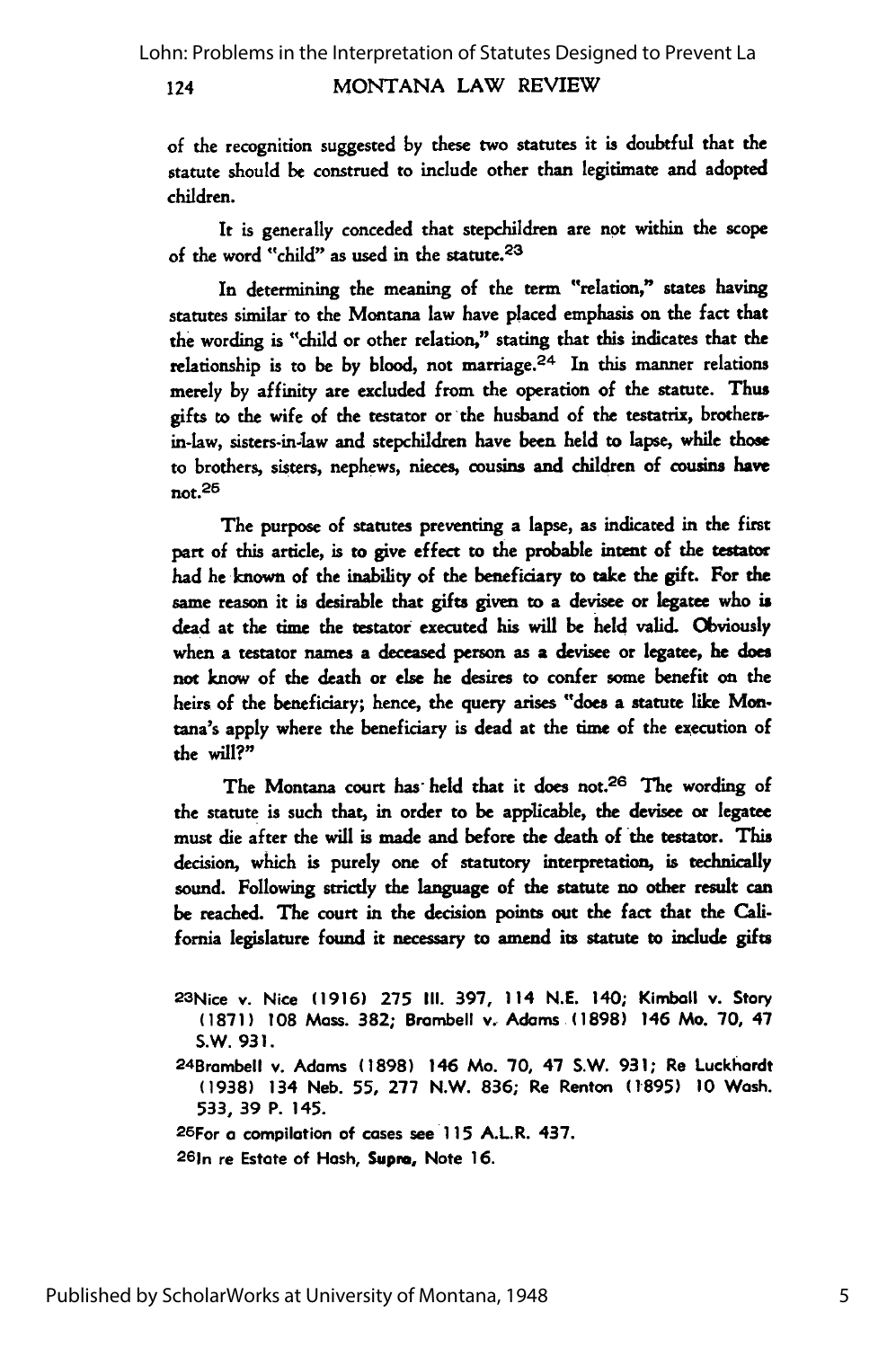of the recognition suggested by these two statutes it is doubtful that the statute should be construed to include other than legitimate and adopted children.

It is generally conceded that stepchildren are not within the scope of the word "child" as used in the statute.[23]

In determining the meaning of the term "relation," states having statutes similar to the Montana law have placed emphasis on the fact that the wording is "child or other relation," stating that this indicates that the relationship is to be by blood, not marriage.[24] In this manner relations merely by affinity are excluded from the operation of the statute. Thus gifts to the wife of the testator or the husband of the testatrix, brothers-in-law, sisters-in-law and stepchildren have been held to lapse, while those to brothers, sisters, nephews, nieces, cousins and children of cousins have not.[25]

The purpose of statutes preventing a lapse, as indicated in the first part of this article, is to give effect to the probable intent of the testator had he known of the inability of the beneficiary to take the gift. For the same reason it is desirable that gifts given to a devisee or legatee who is dead at the time the testator executed his will be held valid. Obviously when a testator names a deceased person as a devisee or legatee, he does not know of the death or else he desires to confer some benefit on the heirs of the beneficiary; hence, the query arises "does a statute like Montana's apply where the beneficiary is dead at the time of the execution of the will?"

The Montana court has held that it does not.[26] The wording of the statute is such that, in order to be applicable, the devisee or legatee must die after the will is made and before the death of the testator. This decision, which is purely one of statutory interpretation, is technically sound. Following strictly the language of the statute no other result can be reached. The court in the decision points out the fact that the California legislature found it necessary to amend its statute to include gifts

---

[23]Nice v. Nice (1916) 275 Ill. 397, 114 N.E. 140; Kimball v. Story (1871) 108 Mass. 382; Brambell v. Adams (1898) 146 Mo. 70, 47 S.W. 931.

[24]Brambell v. Adams (1898) 146 Mo. 70, 47 S.W. 931; Re Luckhardt (1938) 134 Neb. 55, 277 N.W. 836; Re Renton (1895) 10 Wash. 533, 39 P. 145.

[25]For a compilation of cases see 115 A.L.R. 437.

[26]In re Estate of Hash, **Supra**, Note 16.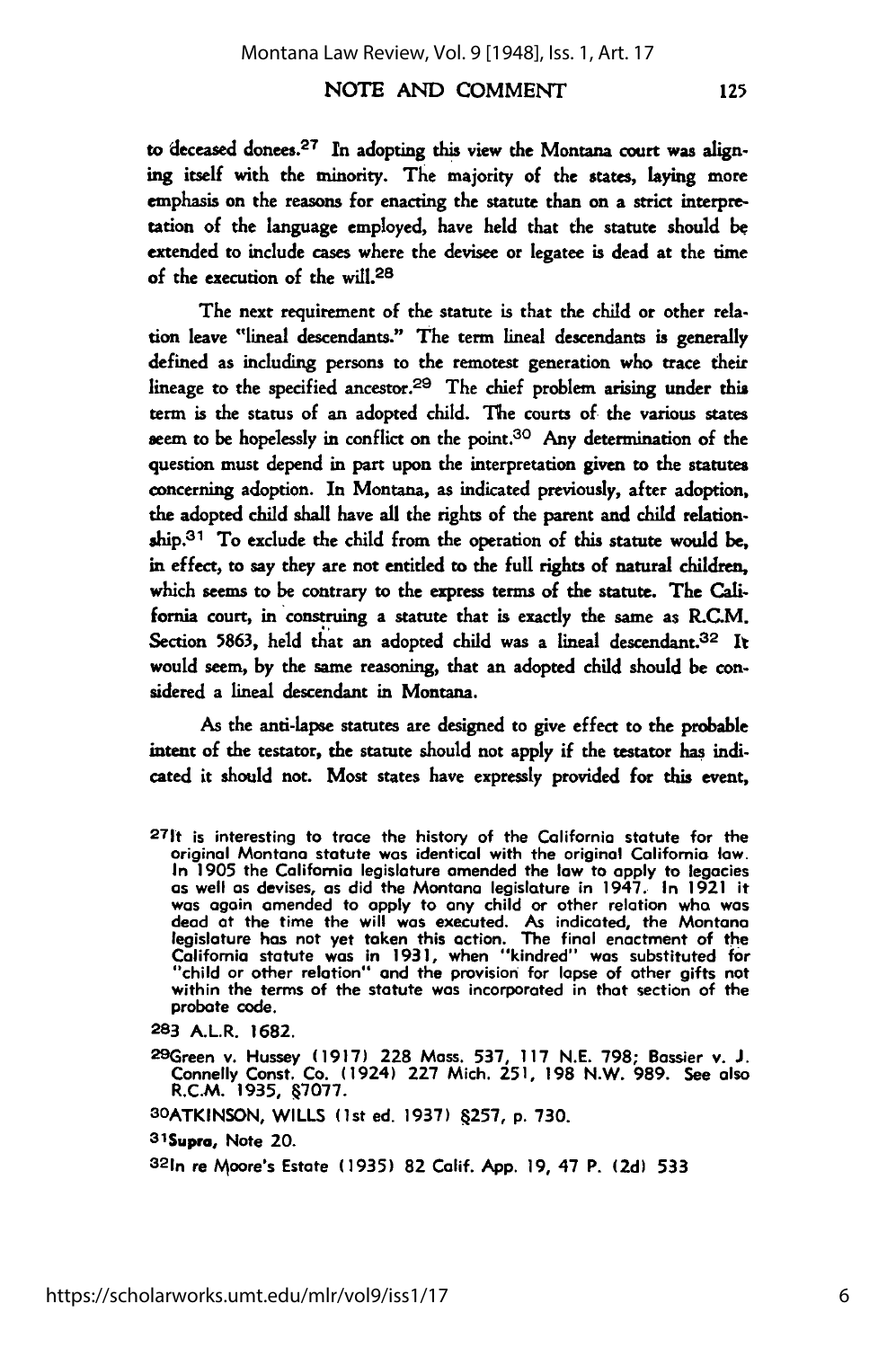to deceased donees.[27] In adopting this view the Montana court was aligning itself with the minority. The majority of the states, laying more emphasis on the reasons for enacting the statute than on a strict interpretation of the language employed, have held that the statute should be extended to include cases where the devisee or legatee is dead at the time of the execution of the will.[28]

The next requirement of the statute is that the child or other relation leave "lineal descendants." The term lineal descendants is generally defined as including persons to the remotest generation who trace their lineage to the specified ancestor.[29] The chief problem arising under this term is the status of an adopted child. The courts of the various states seem to be hopelessly in conflict on the point.[30] Any determination of the question must depend in part upon the interpretation given to the statutes concerning adoption. In Montana, as indicated previously, after adoption, the adopted child shall have all the rights of the parent and child relationship.[31] To exclude the child from the operation of this statute would be, in effect, to say they are not entitled to the full rights of natural children, which seems to be contrary to the express terms of the statute. The California court, in construing a statute that is exactly the same as R.C.M. Section 5863, held that an adopted child was a lineal descendant.[32] It would seem, by the same reasoning, that an adopted child should be considered a lineal descendant in Montana.

As the anti-lapse statutes are designed to give effect to the probable intent of the testator, the statute should not apply if the testator has indicated it should not. Most states have expressly provided for this event,

[27] It is interesting to trace the history of the California statute for the original Montana statute was identical with the original California law. In 1905 the California legislature amended the law to apply to legacies as well as devises, as did the Montana legislature in 1947. In 1921 it was again amended to apply to any child or other relation who was dead at the time the will was executed. As indicated, the Montana legislature has not yet taken this action. The final enactment of the California statute was in 1931, when "kindred" was substituted for "child or other relation" and the provision for lapse of other gifts not within the terms of the statute was incorporated in that section of the probate code.

[28] 3 A.L.R. 1682.

[29] Green v. Hussey (1917) 228 Mass. 537, 117 N.E. 798; Bassier v. J. Connelly Const. Co. (1924) 227 Mich. 251, 198 N.W. 989. See also R.C.M. 1935, §7077.

[30] ATKINSON, WILLS (1st ed. 1937) §257, p. 730.

[31] *Supra*, Note 20.

[32] In re Moore's Estate (1935) 82 Calif. App. 19, 47 P. (2d) 533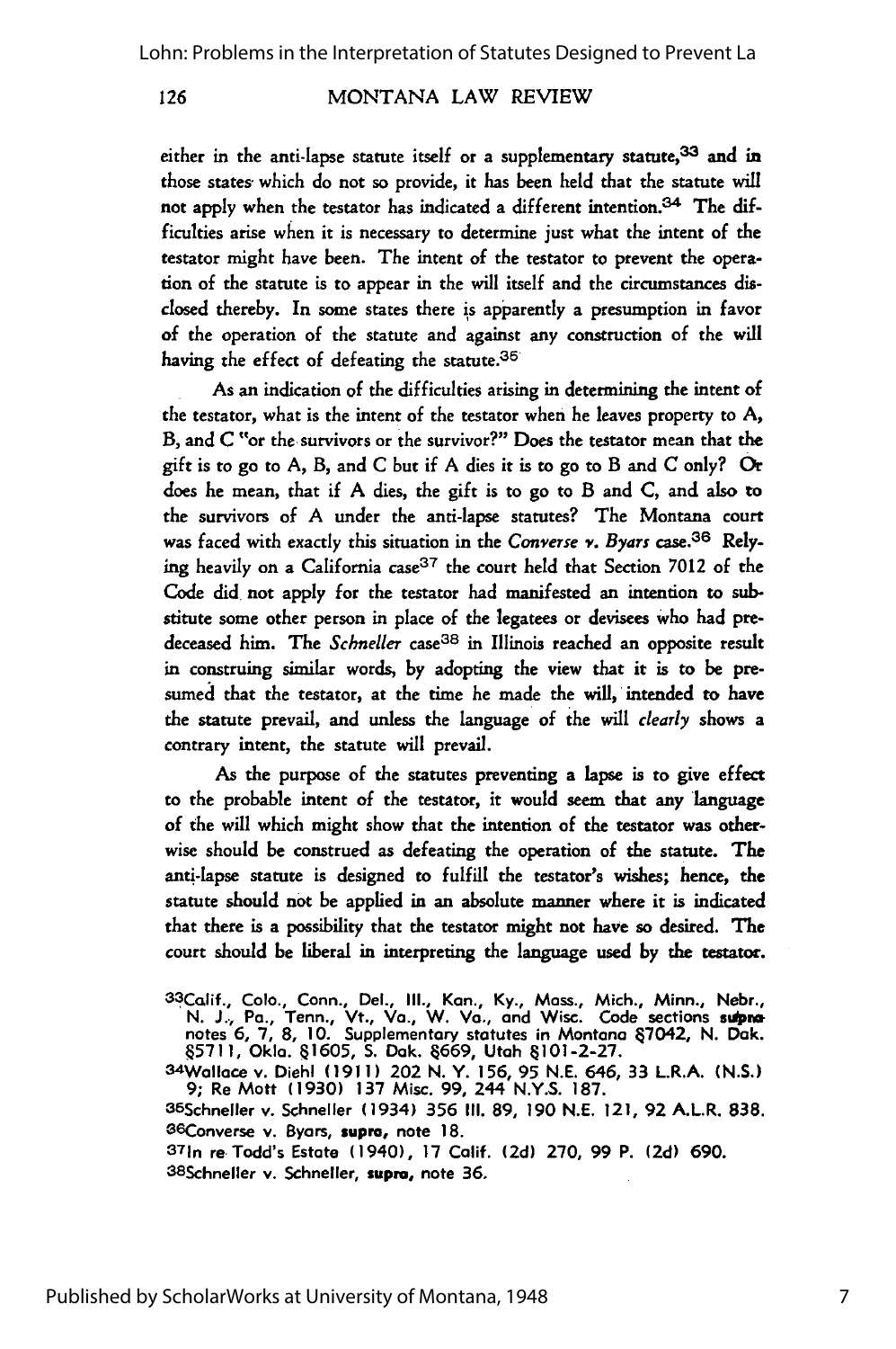either in the anti-lapse statute itself or a supplementary statute,[33] and in those states which do not so provide, it has been held that the statute will not apply when the testator has indicated a different intention.[34] The difficulties arise when it is necessary to determine just what the intent of the testator might have been. The intent of the testator to prevent the operation of the statute is to appear in the will itself and the circumstances disclosed thereby. In some states there is apparently a presumption in favor of the operation of the statute and against any construction of the will having the effect of defeating the statute.[35]

As an indication of the difficulties arising in determining the intent of the testator, what is the intent of the testator when he leaves property to A, B, and C "or the survivors or the survivor?" Does the testator mean that the gift is to go to A, B, and C but if A dies it is to go to B and C only? Or does he mean, that if A dies, the gift is to go to B and C, and also to the survivors of A under the anti-lapse statutes? The Montana court was faced with exactly this situation in the *Converse v. Byars* case.[36] Relying heavily on a California case[37] the court held that Section 7012 of the Code did not apply for the testator had manifested an intention to substitute some other person in place of the legatees or devisees who had predeceased him. The *Schneller* case[38] in Illinois reached an opposite result in construing similar words, by adopting the view that it is to be presumed that the testator, at the time he made the will, intended to have the statute prevail, and unless the language of the will *clearly* shows a contrary intent, the statute will prevail.

As the purpose of the statutes preventing a lapse is to give effect to the probable intent of the testator, it would seem that any language of the will which might show that the intention of the testator was otherwise should be construed as defeating the operation of the statute. The anti-lapse statute is designed to fulfill the testator's wishes; hence, the statute should not be applied in an absolute manner where it is indicated that there is a possibility that the testator might not have so desired. The court should be liberal in interpreting the language used by the testator.

[33] Calif., Colo., Conn., Del., Ill., Kan., Ky., Mass., Mich., Minn., Nebr., N. J., Pa., Tenn., Vt., Va., W. Va., and Wisc. Code sections **supra** notes 6, 7, 8, 10. Supplementary statutes in Montana §7042, N. Dak. §5711, Okla. §1605, S. Dak. §669, Utah §101-2-27.

[34] Wallace v. Diehl (1911) 202 N. Y. 156, 95 N.E. 646, 33 L.R.A. (N.S.) 9; Re Mott (1930) 137 Misc. 99, 244 N.Y.S. 187.

[35] Schneller v. Schneller (1934) 356 Ill. 89, 190 N.E. 121, 92 A.L.R. 838.

[36] Converse v. Byars, **supra**, note 18.

[37] In re Todd's Estate (1940), 17 Calif. (2d) 270, 99 P. (2d) 690.

[38] Schneller v. Schneller, **supra**, note 36.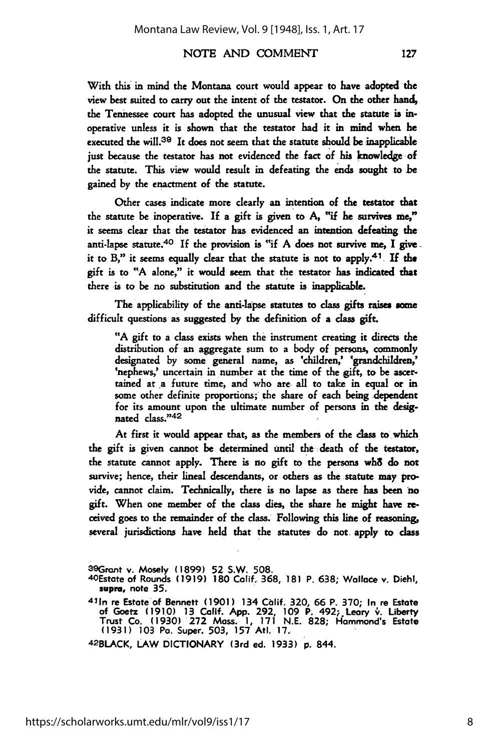With this in mind the Montana court would appear to have adopted the view best suited to carry out the intent of the testator. On the other hand, the Tennessee court has adopted the unusual view that the statute is inoperative unless it is shown that the testator had it in mind when he executed the will.[39] It does not seem that the statute should be inapplicable just because the testator has not evidenced the fact of his knowledge of the statute. This view would result in defeating the ends sought to be gained by the enactment of the statute.

Other cases indicate more clearly an intention of the testator that the statute be inoperative. If a gift is given to A, "if he survives me," it seems clear that the testator has evidenced an intention defeating the anti-lapse statute.[40] If the provision is "if A does not survive me, I give it to B," it seems equally clear that the statute is not to apply.[41] If the gift is to "A alone," it would seem that the testator has indicated that there is to be no substitution and the statute is inapplicable.

The applicability of the anti-lapse statutes to class gifts raises some difficult questions as suggested by the definition of a class gift.

> "A gift to a class exists when the instrument creating it directs the distribution of an aggregate sum to a body of persons, commonly designated by some general name, as 'children,' 'grandchildren,' 'nephews,' uncertain in number at the time of the gift, to be ascertained at a future time, and who are all to take in equal or in some other definite proportions; the share of each being dependent for its amount upon the ultimate number of persons in the designated class."[42]

At first it would appear that, as the members of the class to which the gift is given cannot be determined until the death of the testator, the statute cannot apply. There is no gift to the persons who do not survive; hence, their lineal descendants, or others as the statute may provide, cannot claim. Technically, there is no lapse as there has been no gift. When one member of the class dies, the share he might have received goes to the remainder of the class. Following this line of reasoning, several jurisdictions have held that the statutes do not apply to class

---

[39] Grant v. Mosely (1899) 52 S.W. 508.

[40] Estate of Rounds (1919) 180 Calif. 368, 181 P. 638; Wallace v. Diehl, **supra**, note 35.

[41] In re Estate of Bennett (1901) 134 Calif. 320, 66 P. 370; In re Estate of Goetz (1910) 13 Calif. App. 292, 109 P. 492; Leary v. Liberty Trust Co. (1930) 272 Mass. 1, 171 N.E. 828; Hammond's Estate (1931) 103 Pa. Super. 503, 157 Atl. 17.

[42] BLACK, LAW DICTIONARY (3rd ed. 1933) p. 844.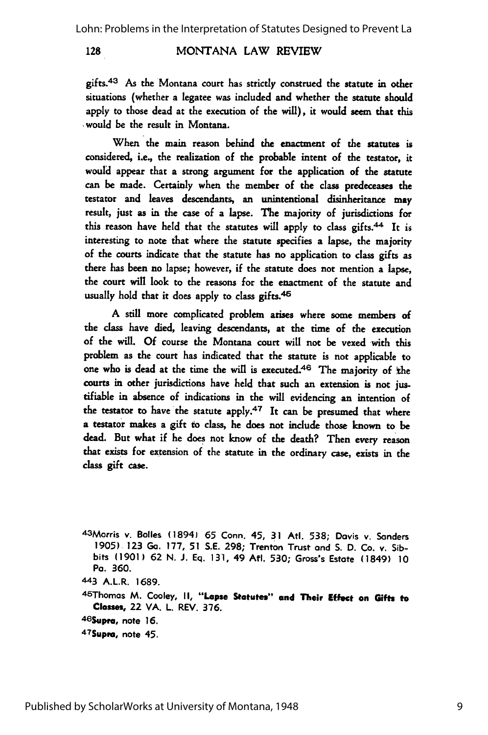gifts.[43] As the Montana court has strictly construed the statute in other situations (whether a legatee was included and whether the statute should apply to those dead at the execution of the will), it would seem that this would be the result in Montana.

When the main reason behind the enactment of the statutes is considered, i.e., the realization of the probable intent of the testator, it would appear that a strong argument for the application of the statute can be made. Certainly when the member of the class predeceases the testator and leaves descendants, an unintentional disinheritance may result, just as in the case of a lapse. The majority of jurisdictions for this reason have held that the statutes will apply to class gifts.[44] It is interesting to note that where the statute specifies a lapse, the majority of the courts indicate that the statute has no application to class gifts as there has been no lapse; however, if the statute does not mention a lapse, the court will look to the reasons for the enactment of the statute and usually hold that it does apply to class gifts.[45]

A still more complicated problem arises where some members of the class have died, leaving descendants, at the time of the execution of the will. Of course the Montana court will not be vexed with this problem as the court has indicated that the statute is not applicable to one who is dead at the time the will is executed.[46] The majority of the courts in other jurisdictions have held that such an extension is not justifiable in absence of indications in the will evidencing an intention of the testator to have the statute apply.[47] It can be presumed that where a testator makes a gift to class, he does not include those known to be dead. But what if he does not know of the death? Then every reason that exists for extension of the statute in the ordinary case, exists in the class gift case.

---

[43] Morris v. Bolles (1894) 65 Conn. 45, 31 Atl. 538; Davis v. Sanders 1905) 123 Ga. 177, 51 S.E. 298; Trenton Trust and S. D. Co. v. Sibbits (1901) 62 N. J. Eq. 131, 49 Atl. 530; Gross's Estate (1849) 10 Pa. 360.

[44] 3 A.L.R. 1689.

[45] Thomas M. Cooley, II, **"Lapse Statutes" and Their Effect on Gifts to Classes,** 22 VA. L. REV. 376.

[46] **Supra,** note 16.

[47] **Supra,** note 45.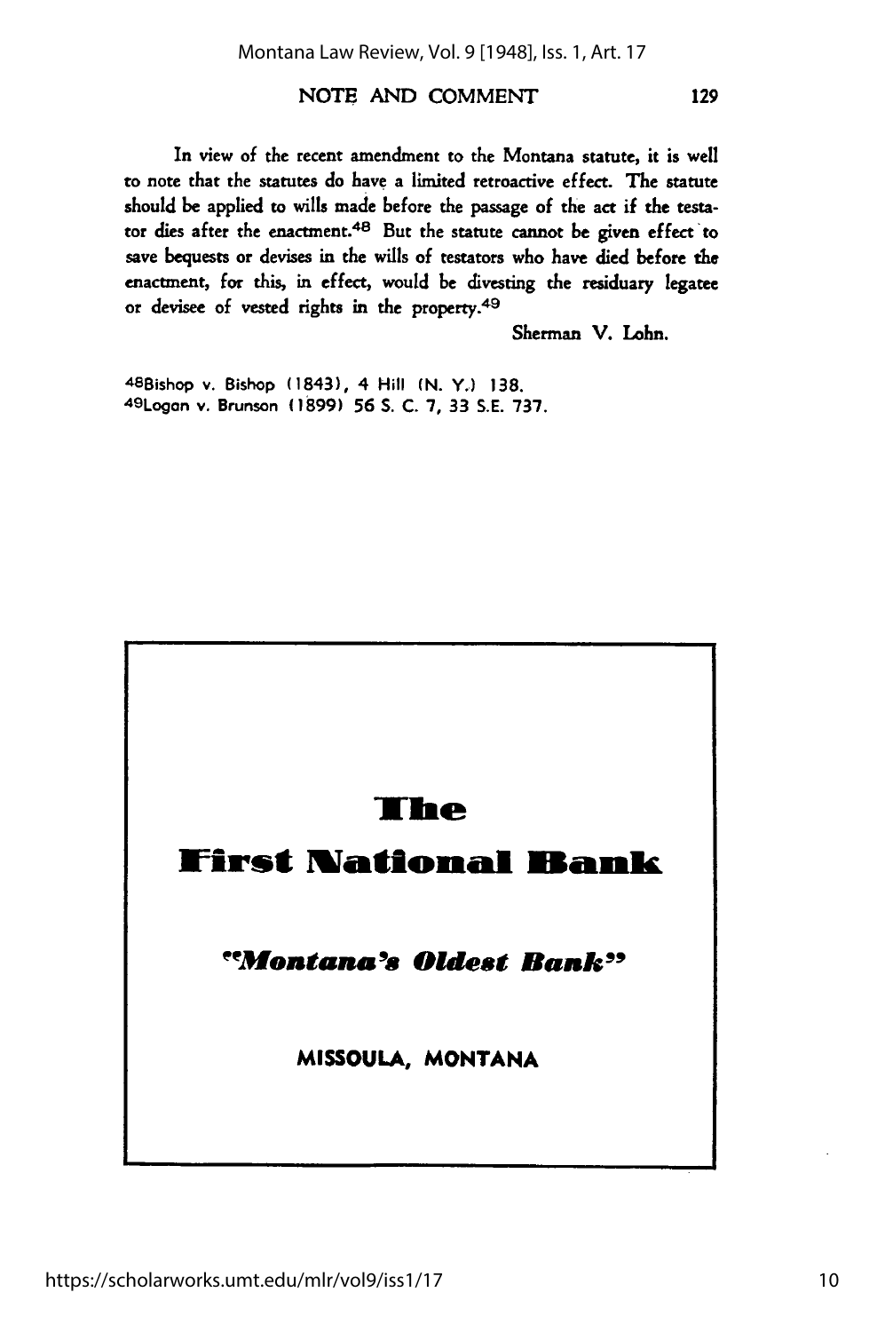In view of the recent amendment to the Montana statute, it is well to note that the statutes do have a limited retroactive effect. The statute should be applied to wills made before the passage of the act if the testator dies after the enactment.[48] But the statute cannot be given effect to save bequests or devises in the wills of testators who have died before the enactment, for this, in effect, would be divesting the residuary legatee or devisee of vested rights in the property.[49]

Sherman V. Lohn.

[48]Bishop v. Bishop (1843), 4 Hill (N. Y.) 138.
[49]Logan v. Brunson (1899) 56 S. C. 7, 33 S.E. 737.

**The**

**First National Bank**

***"Montana's Oldest Bank"***

**MISSOULA, MONTANA**